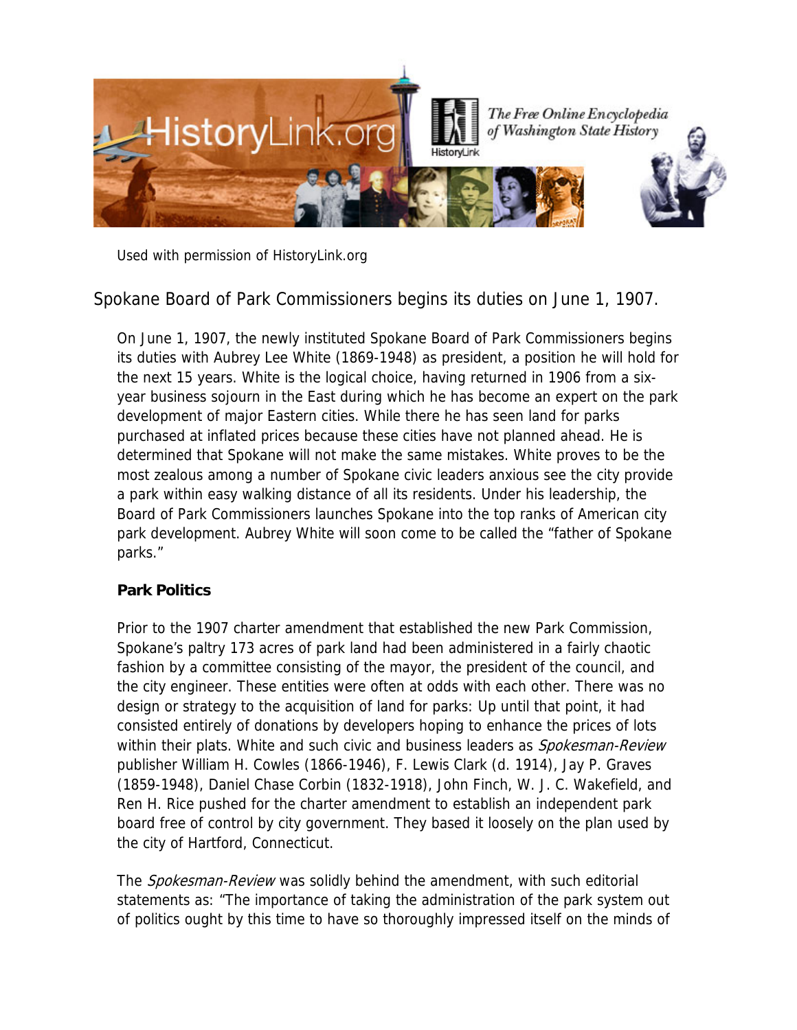Used with permission of HistoryLink.org

# Spokane Board of Park Commissioners begins its duties on June 1, 1907.

On June 1, 1907, the newly instituted Spokane Board of Park Commissioners begins its duties with Aubrey Lee White (1869-1948) as president, a position he will hold for the next 15 years. White is the logical choice, having returned in 1906 from a six-year business sojourn in the East during which he has become an expert on the park development of major Eastern cities. While there he has seen land for parks purchased at inflated prices because these cities have not planned ahead. He is determined that Spokane will not make the same mistakes. White proves to be the most zealous among a number of Spokane civic leaders anxious see the city provide a park within easy walking distance of all its residents. Under his leadership, the Board of Park Commissioners launches Spokane into the top ranks of American city park development. Aubrey White will soon come to be called the "father of Spokane parks."

### Park Politics

Prior to the 1907 charter amendment that established the new Park Commission, Spokane's paltry 173 acres of park land had been administered in a fairly chaotic fashion by a committee consisting of the mayor, the president of the council, and the city engineer. These entities were often at odds with each other. There was no design or strategy to the acquisition of land for parks: Up until that point, it had consisted entirely of donations by developers hoping to enhance the prices of lots within their plats. White and such civic and business leaders as *Spokesman-Review* publisher William H. Cowles (1866-1946), F. Lewis Clark (d. 1914), Jay P. Graves (1859-1948), Daniel Chase Corbin (1832-1918), John Finch, W. J. C. Wakefield, and Ren H. Rice pushed for the charter amendment to establish an independent park board free of control by city government. They based it loosely on the plan used by the city of Hartford, Connecticut.

The *Spokesman-Review* was solidly behind the amendment, with such editorial statements as: "The importance of taking the administration of the park system out of politics ought by this time to have so thoroughly impressed itself on the minds of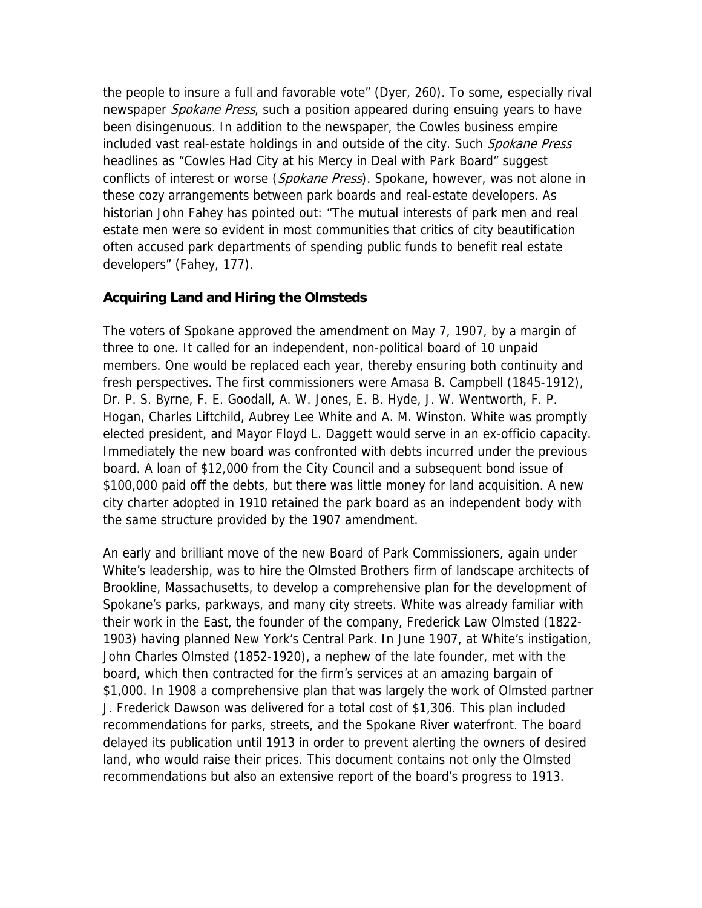the people to insure a full and favorable vote" (Dyer, 260). To some, especially rival newspaper *Spokane Press*, such a position appeared during ensuing years to have been disingenuous. In addition to the newspaper, the Cowles business empire included vast real-estate holdings in and outside of the city. Such *Spokane Press* headlines as "Cowles Had City at his Mercy in Deal with Park Board" suggest conflicts of interest or worse (*Spokane Press*). Spokane, however, was not alone in these cozy arrangements between park boards and real-estate developers. As historian John Fahey has pointed out: "The mutual interests of park men and real estate men were so evident in most communities that critics of city beautification often accused park departments of spending public funds to benefit real estate developers" (Fahey, 177).

**Acquiring Land and Hiring the Olmsteds**

The voters of Spokane approved the amendment on May 7, 1907, by a margin of three to one. It called for an independent, non-political board of 10 unpaid members. One would be replaced each year, thereby ensuring both continuity and fresh perspectives. The first commissioners were Amasa B. Campbell (1845-1912), Dr. P. S. Byrne, F. E. Goodall, A. W. Jones, E. B. Hyde, J. W. Wentworth, F. P. Hogan, Charles Liftchild, Aubrey Lee White and A. M. Winston. White was promptly elected president, and Mayor Floyd L. Daggett would serve in an ex-officio capacity. Immediately the new board was confronted with debts incurred under the previous board. A loan of $12,000 from the City Council and a subsequent bond issue of $100,000 paid off the debts, but there was little money for land acquisition. A new city charter adopted in 1910 retained the park board as an independent body with the same structure provided by the 1907 amendment.

An early and brilliant move of the new Board of Park Commissioners, again under White's leadership, was to hire the Olmsted Brothers firm of landscape architects of Brookline, Massachusetts, to develop a comprehensive plan for the development of Spokane's parks, parkways, and many city streets. White was already familiar with their work in the East, the founder of the company, Frederick Law Olmsted (1822-1903) having planned New York's Central Park. In June 1907, at White's instigation, John Charles Olmsted (1852-1920), a nephew of the late founder, met with the board, which then contracted for the firm's services at an amazing bargain of $1,000. In 1908 a comprehensive plan that was largely the work of Olmsted partner J. Frederick Dawson was delivered for a total cost of $1,306. This plan included recommendations for parks, streets, and the Spokane River waterfront. The board delayed its publication until 1913 in order to prevent alerting the owners of desired land, who would raise their prices. This document contains not only the Olmsted recommendations but also an extensive report of the board's progress to 1913.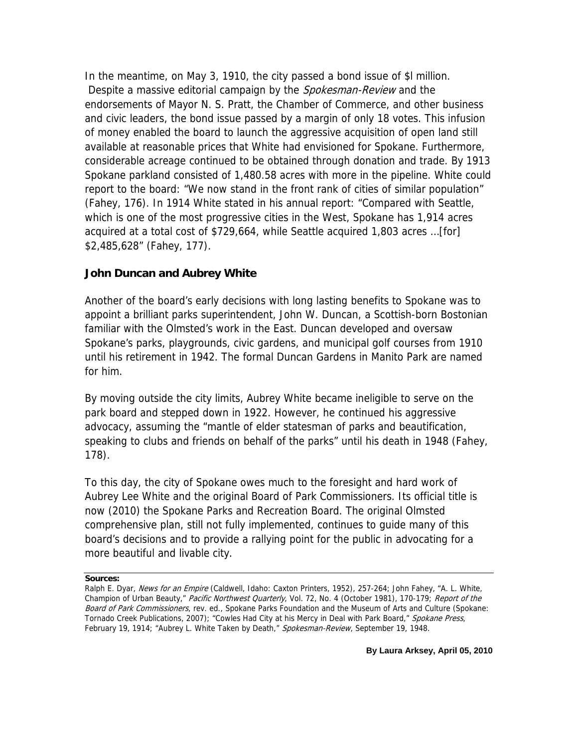In the meantime, on May 3, 1910, the city passed a bond issue of $l million. Despite a massive editorial campaign by the *Spokesman-Review* and the endorsements of Mayor N. S. Pratt, the Chamber of Commerce, and other business and civic leaders, the bond issue passed by a margin of only 18 votes. This infusion of money enabled the board to launch the aggressive acquisition of open land still available at reasonable prices that White had envisioned for Spokane. Furthermore, considerable acreage continued to be obtained through donation and trade. By 1913 Spokane parkland consisted of 1,480.58 acres with more in the pipeline. White could report to the board: "We now stand in the front rank of cities of similar population" (Fahey, 176). In 1914 White stated in his annual report: "Compared with Seattle, which is one of the most progressive cities in the West, Spokane has 1,914 acres acquired at a total cost of $729,664, while Seattle acquired 1,803 acres ...[for] $2,485,628" (Fahey, 177).

## John Duncan and Aubrey White

Another of the board's early decisions with long lasting benefits to Spokane was to appoint a brilliant parks superintendent, John W. Duncan, a Scottish-born Bostonian familiar with the Olmsted's work in the East. Duncan developed and oversaw Spokane's parks, playgrounds, civic gardens, and municipal golf courses from 1910 until his retirement in 1942. The formal Duncan Gardens in Manito Park are named for him.

By moving outside the city limits, Aubrey White became ineligible to serve on the park board and stepped down in 1922. However, he continued his aggressive advocacy, assuming the "mantle of elder statesman of parks and beautification, speaking to clubs and friends on behalf of the parks" until his death in 1948 (Fahey, 178).

To this day, the city of Spokane owes much to the foresight and hard work of Aubrey Lee White and the original Board of Park Commissioners. Its official title is now (2010) the Spokane Parks and Recreation Board. The original Olmsted comprehensive plan, still not fully implemented, continues to guide many of this board's decisions and to provide a rallying point for the public in advocating for a more beautiful and livable city.

---

**Sources:**

Ralph E. Dyar, *News for an Empire* (Caldwell, Idaho: Caxton Printers, 1952), 257-264; John Fahey, "A. L. White, Champion of Urban Beauty," *Pacific Northwest Quarterly*, Vol. 72, No. 4 (October 1981), 170-179; *Report of the Board of Park Commissioners*, rev. ed., Spokane Parks Foundation and the Museum of Arts and Culture (Spokane: Tornado Creek Publications, 2007); "Cowles Had City at his Mercy in Deal with Park Board," *Spokane Press*, February 19, 1914; "Aubrey L. White Taken by Death," *Spokesman-Review*, September 19, 1948.

**By Laura Arksey, April 05, 2010**